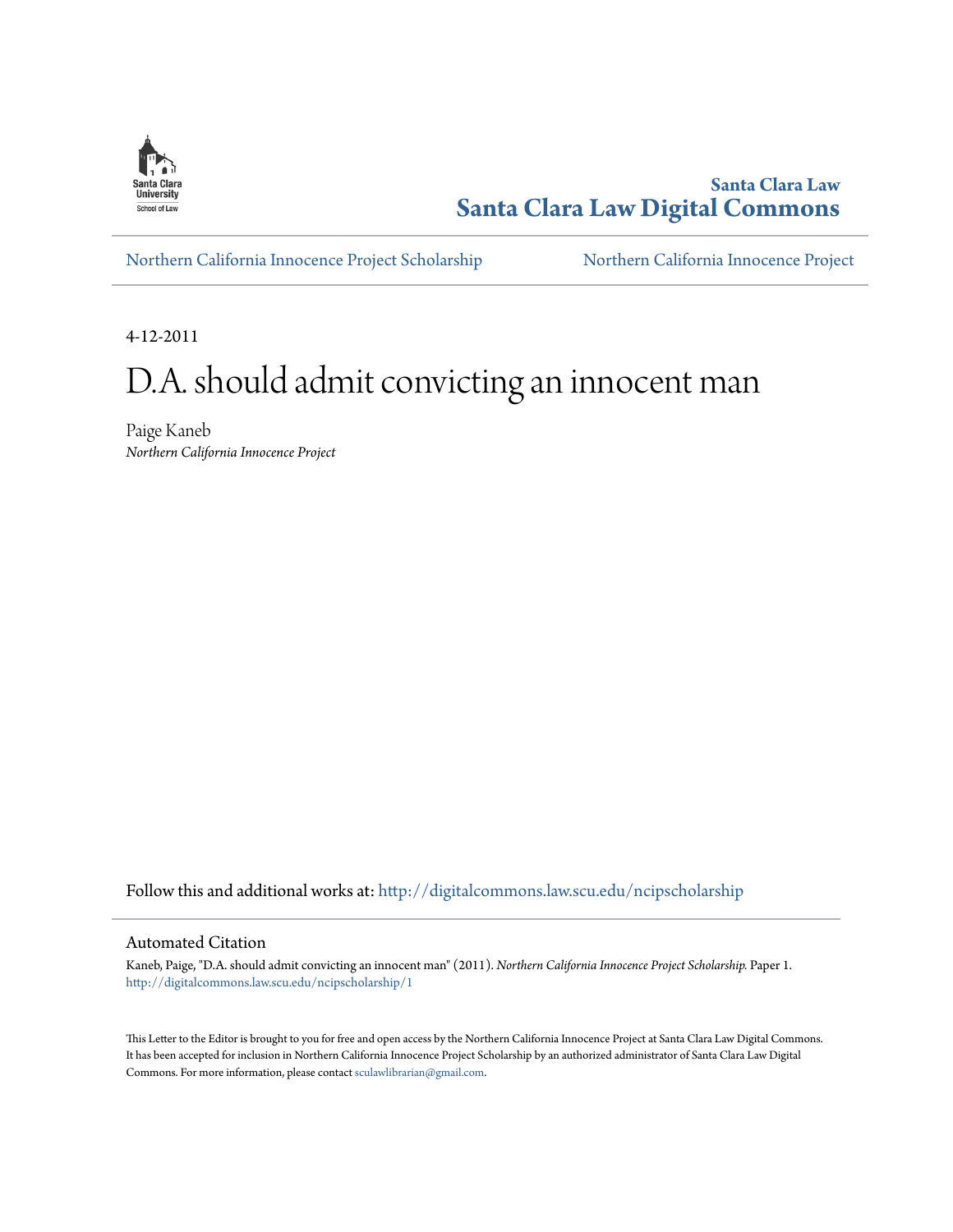Santa Clara Law
**Santa Clara Law Digital Commons**

Northern California Innocence Project Scholarship | Northern California Innocence Project

4-12-2011

# D.A. should admit convicting an innocent man

Paige Kaneb
*Northern California Innocence Project*

Follow this and additional works at: http://digitalcommons.law.scu.edu/ncipscholarship

## Automated Citation

Kaneb, Paige, "D.A. should admit convicting an innocent man" (2011). *Northern California Innocence Project Scholarship.* Paper 1.
http://digitalcommons.law.scu.edu/ncipscholarship/1

This Letter to the Editor is brought to you for free and open access by the Northern California Innocence Project at Santa Clara Law Digital Commons. It has been accepted for inclusion in Northern California Innocence Project Scholarship by an authorized administrator of Santa Clara Law Digital Commons. For more information, please contact sculawlibrarian@gmail.com.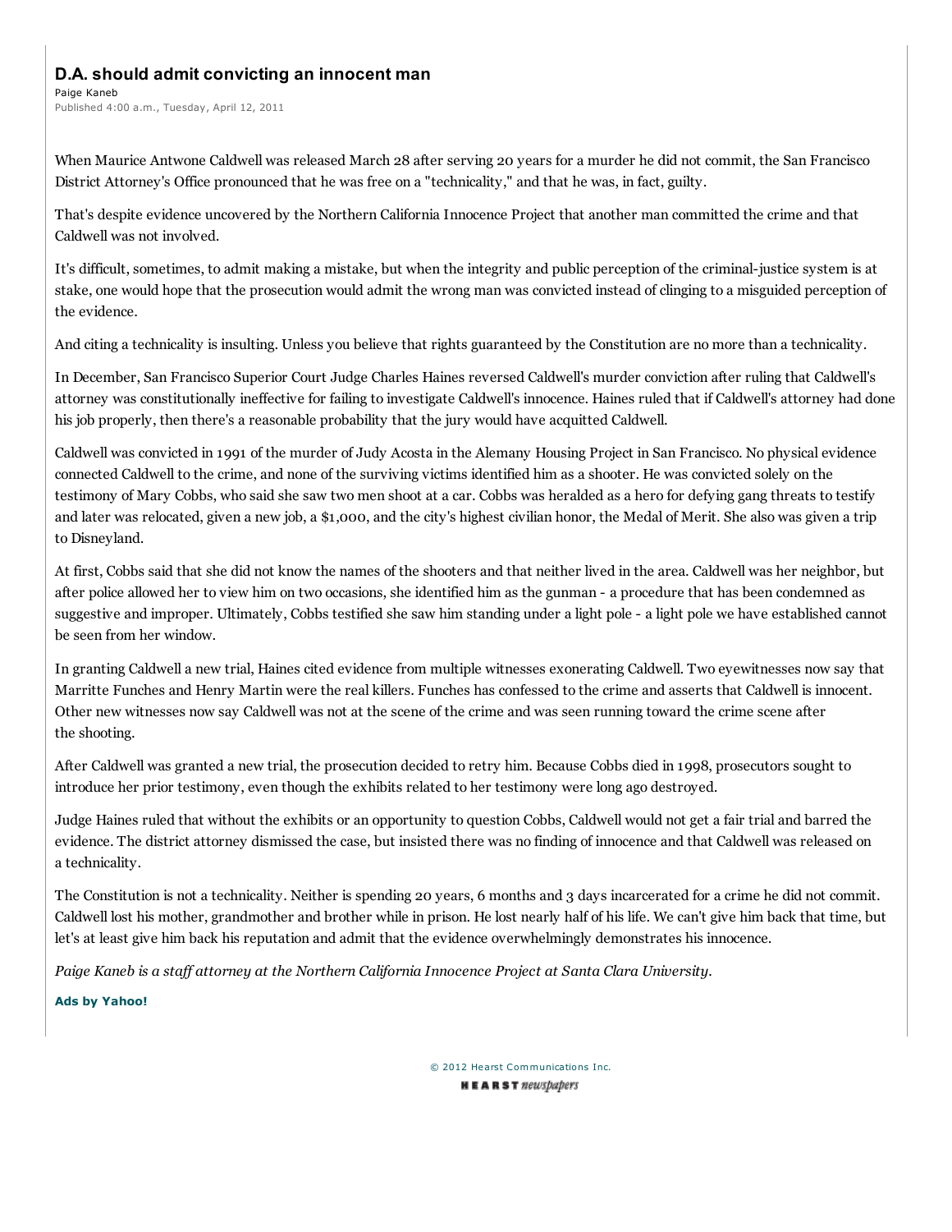## D.A. should admit convicting an innocent man

Paige Kaneb

Published 4:00 a.m., Tuesday, April 12, 2011

When Maurice Antwone Caldwell was released March 28 after serving 20 years for a murder he did not commit, the San Francisco District Attorney's Office pronounced that he was free on a "technicality," and that he was, in fact, guilty.

That's despite evidence uncovered by the Northern California Innocence Project that another man committed the crime and that Caldwell was not involved.

It's difficult, sometimes, to admit making a mistake, but when the integrity and public perception of the criminal-justice system is at stake, one would hope that the prosecution would admit the wrong man was convicted instead of clinging to a misguided perception of the evidence.

And citing a technicality is insulting. Unless you believe that rights guaranteed by the Constitution are no more than a technicality.

In December, San Francisco Superior Court Judge Charles Haines reversed Caldwell's murder conviction after ruling that Caldwell's attorney was constitutionally ineffective for failing to investigate Caldwell's innocence. Haines ruled that if Caldwell's attorney had done his job properly, then there's a reasonable probability that the jury would have acquitted Caldwell.

Caldwell was convicted in 1991 of the murder of Judy Acosta in the Alemany Housing Project in San Francisco. No physical evidence connected Caldwell to the crime, and none of the surviving victims identified him as a shooter. He was convicted solely on the testimony of Mary Cobbs, who said she saw two men shoot at a car. Cobbs was heralded as a hero for defying gang threats to testify and later was relocated, given a new job, a $1,000, and the city's highest civilian honor, the Medal of Merit. She also was given a trip to Disneyland.

At first, Cobbs said that she did not know the names of the shooters and that neither lived in the area. Caldwell was her neighbor, but after police allowed her to view him on two occasions, she identified him as the gunman - a procedure that has been condemned as suggestive and improper. Ultimately, Cobbs testified she saw him standing under a light pole - a light pole we have established cannot be seen from her window.

In granting Caldwell a new trial, Haines cited evidence from multiple witnesses exonerating Caldwell. Two eyewitnesses now say that Marritte Funches and Henry Martin were the real killers. Funches has confessed to the crime and asserts that Caldwell is innocent. Other new witnesses now say Caldwell was not at the scene of the crime and was seen running toward the crime scene after the shooting.

After Caldwell was granted a new trial, the prosecution decided to retry him. Because Cobbs died in 1998, prosecutors sought to introduce her prior testimony, even though the exhibits related to her testimony were long ago destroyed.

Judge Haines ruled that without the exhibits or an opportunity to question Cobbs, Caldwell would not get a fair trial and barred the evidence. The district attorney dismissed the case, but insisted there was no finding of innocence and that Caldwell was released on a technicality.

The Constitution is not a technicality. Neither is spending 20 years, 6 months and 3 days incarcerated for a crime he did not commit. Caldwell lost his mother, grandmother and brother while in prison. He lost nearly half of his life. We can't give him back that time, but let's at least give him back his reputation and admit that the evidence overwhelmingly demonstrates his innocence.

*Paige Kaneb is a staff attorney at the Northern California Innocence Project at Santa Clara University.*

**Ads by Yahoo!**

© 2012 Hearst Communications Inc.

HEARST *newspapers*